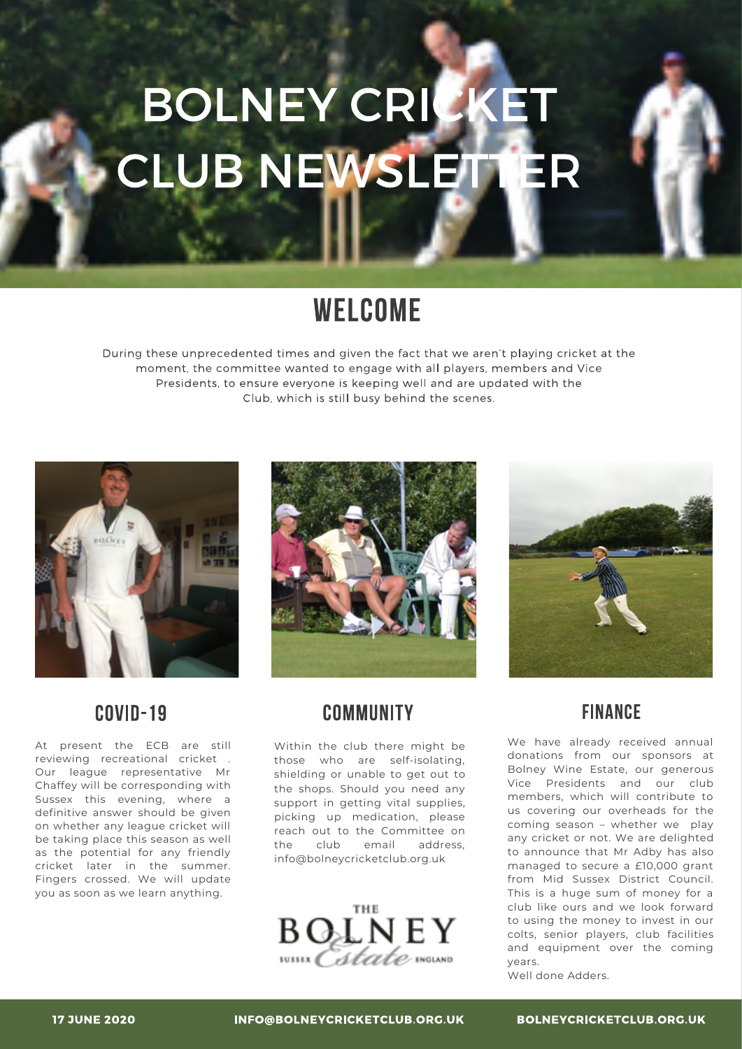# BOLNEY CRICKET CLUB NEWSLETTER

## WELCOME

During these unprecedented times and given the fact that we aren't playing cricket at the moment, the committee wanted to engage with all players, members and Vice Presidents, to ensure everyone is keeping well and are updated with the Club, which is still busy behind the scenes.

## COVID-19

At present the ECB are still reviewing recreational cricket . Our league representative Mr Chaffey will be corresponding with Sussex this evening, where a definitive answer should be given on whether any league cricket will be taking place this season as well as the potential for any friendly cricket later in the summer. Fingers crossed. We will update you as soon as we learn anything.

## COMMUNITY

Within the club there might be those who are self-isolating, shielding or unable to get out to the shops. Should you need any support in getting vital supplies, picking up medication, please reach out to the Committee on the club email address, info@bolneycricketclub.org.uk

THE BOLNEY Estate SUSSEX ENGLAND

## FINANCE

We have already received annual donations from our sponsors at Bolney Wine Estate, our generous Vice Presidents and our club members, which will contribute to us covering our overheads for the coming season – whether we play any cricket or not. We are delighted to announce that Mr Adby has also managed to secure a £10,000 grant from Mid Sussex District Council. This is a huge sum of money for a club like ours and we look forward to using the money to invest in our colts, senior players, club facilities and equipment over the coming years.

Well done Adders.

**17 JUNE 2020** **INFO@BOLNEYCRICKETCLUB.ORG.UK** **BOLNEYCRICKETCLUB.ORG.UK**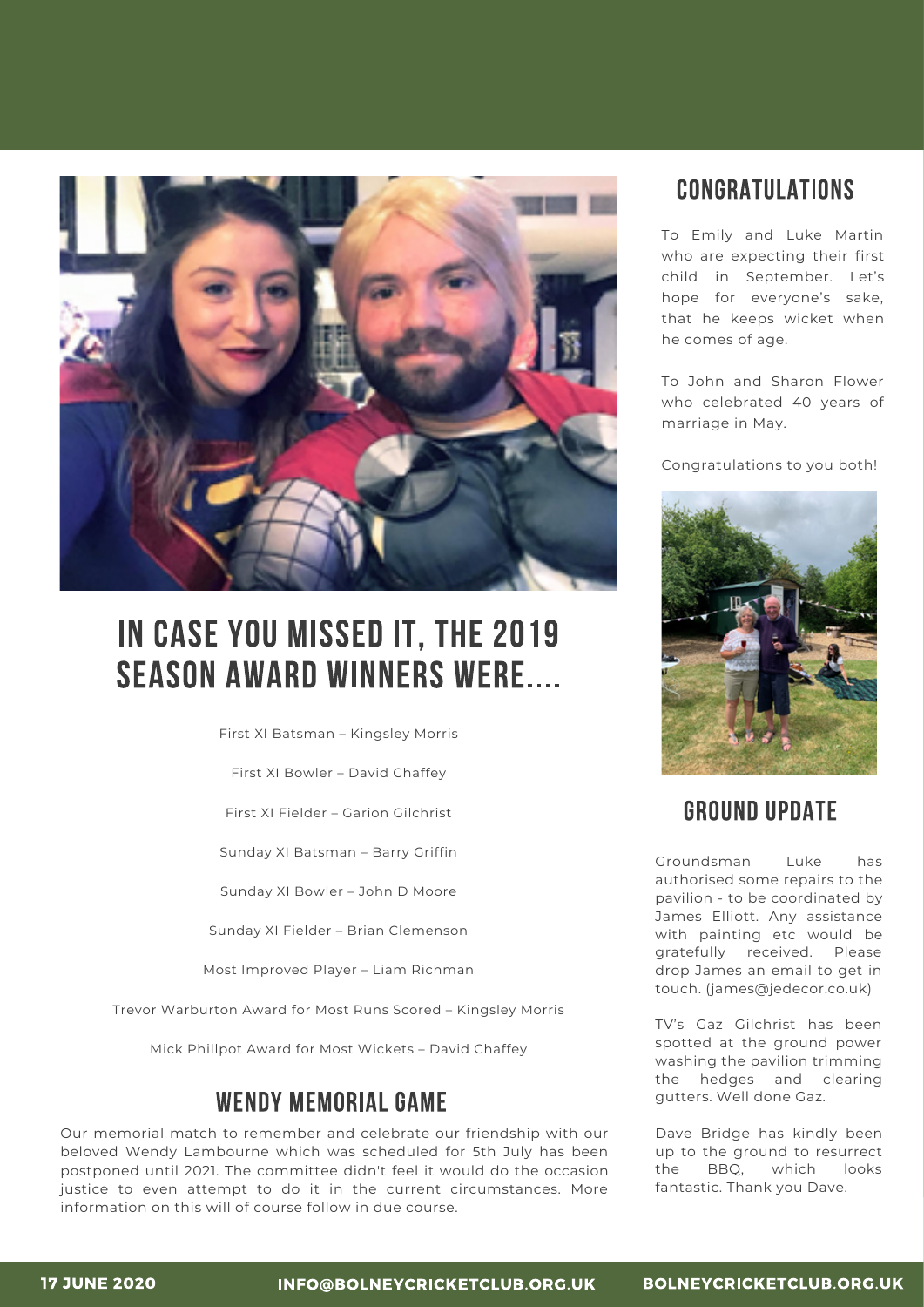## IN CASE YOU MISSED IT, THE 2019 SEASON AWARD WINNERS WERE....

First XI Batsman – Kingsley Morris

First XI Bowler – David Chaffey

First XI Fielder – Garion Gilchrist

Sunday XI Batsman – Barry Griffin

Sunday XI Bowler – John D Moore

Sunday XI Fielder – Brian Clemenson

Most Improved Player – Liam Richman

Trevor Warburton Award for Most Runs Scored – Kingsley Morris

Mick Phillpot Award for Most Wickets – David Chaffey

## WENDY MEMORIAL GAME

Our memorial match to remember and celebrate our friendship with our beloved Wendy Lambourne which was scheduled for 5th July has been postponed until 2021. The committee didn't feel it would do the occasion justice to even attempt to do it in the current circumstances. More information on this will of course follow in due course.

## CONGRATULATIONS

To Emily and Luke Martin who are expecting their first child in September. Let's hope for everyone's sake, that he keeps wicket when he comes of age.

To John and Sharon Flower who celebrated 40 years of marriage in May.

Congratulations to you both!

## GROUND UPDATE

Groundsman Luke has authorised some repairs to the pavilion - to be coordinated by James Elliott. Any assistance with painting etc would be gratefully received. Please drop James an email to get in touch. (james@jedecor.co.uk)

TV's Gaz Gilchrist has been spotted at the ground power washing the pavilion trimming the hedges and clearing gutters. Well done Gaz.

Dave Bridge has kindly been up to the ground to resurrect the BBQ, which looks fantastic. Thank you Dave.